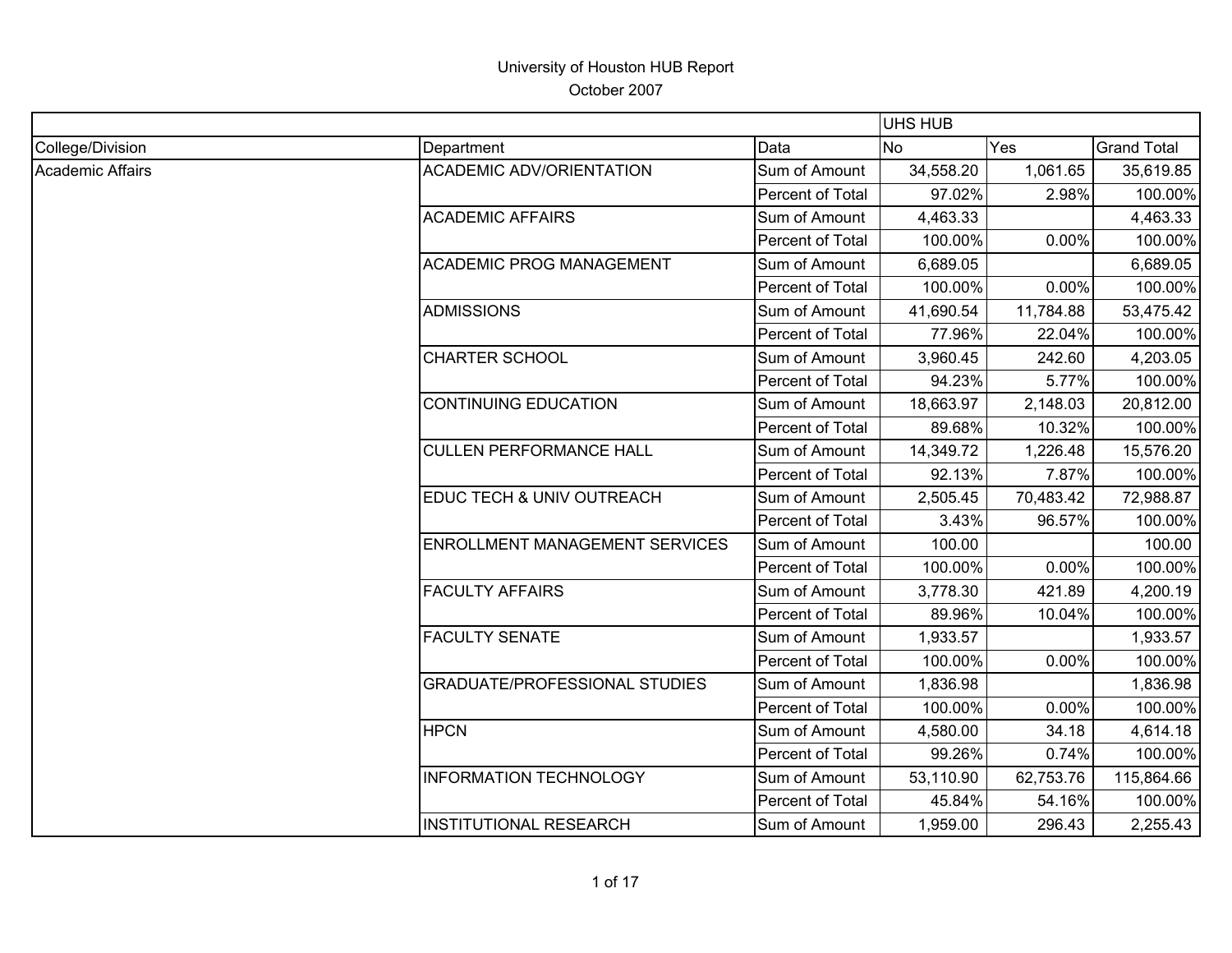# University of Houston HUB Report

October 2007

| | | | UHS HUB | | |
|---|---|---|---|---|---|
| College/Division | Department | Data | No | Yes | Grand Total |
| Academic Affairs | ACADEMIC ADV/ORIENTATION | Sum of Amount | 34,558.20 | 1,061.65 | 35,619.85 |
| | | Percent of Total | 97.02% | 2.98% | 100.00% |
| | ACADEMIC AFFAIRS | Sum of Amount | 4,463.33 | | 4,463.33 |
| | | Percent of Total | 100.00% | 0.00% | 100.00% |
| | ACADEMIC PROG MANAGEMENT | Sum of Amount | 6,689.05 | | 6,689.05 |
| | | Percent of Total | 100.00% | 0.00% | 100.00% |
| | ADMISSIONS | Sum of Amount | 41,690.54 | 11,784.88 | 53,475.42 |
| | | Percent of Total | 77.96% | 22.04% | 100.00% |
| | CHARTER SCHOOL | Sum of Amount | 3,960.45 | 242.60 | 4,203.05 |
| | | Percent of Total | 94.23% | 5.77% | 100.00% |
| | CONTINUING EDUCATION | Sum of Amount | 18,663.97 | 2,148.03 | 20,812.00 |
| | | Percent of Total | 89.68% | 10.32% | 100.00% |
| | CULLEN PERFORMANCE HALL | Sum of Amount | 14,349.72 | 1,226.48 | 15,576.20 |
| | | Percent of Total | 92.13% | 7.87% | 100.00% |
| | EDUC TECH & UNIV OUTREACH | Sum of Amount | 2,505.45 | 70,483.42 | 72,988.87 |
| | | Percent of Total | 3.43% | 96.57% | 100.00% |
| | ENROLLMENT MANAGEMENT SERVICES | Sum of Amount | 100.00 | | 100.00 |
| | | Percent of Total | 100.00% | 0.00% | 100.00% |
| | FACULTY AFFAIRS | Sum of Amount | 3,778.30 | 421.89 | 4,200.19 |
| | | Percent of Total | 89.96% | 10.04% | 100.00% |
| | FACULTY SENATE | Sum of Amount | 1,933.57 | | 1,933.57 |
| | | Percent of Total | 100.00% | 0.00% | 100.00% |
| | GRADUATE/PROFESSIONAL STUDIES | Sum of Amount | 1,836.98 | | 1,836.98 |
| | | Percent of Total | 100.00% | 0.00% | 100.00% |
| | HPCN | Sum of Amount | 4,580.00 | 34.18 | 4,614.18 |
| | | Percent of Total | 99.26% | 0.74% | 100.00% |
| | INFORMATION TECHNOLOGY | Sum of Amount | 53,110.90 | 62,753.76 | 115,864.66 |
| | | Percent of Total | 45.84% | 54.16% | 100.00% |
| | INSTITUTIONAL RESEARCH | Sum of Amount | 1,959.00 | 296.43 | 2,255.43 |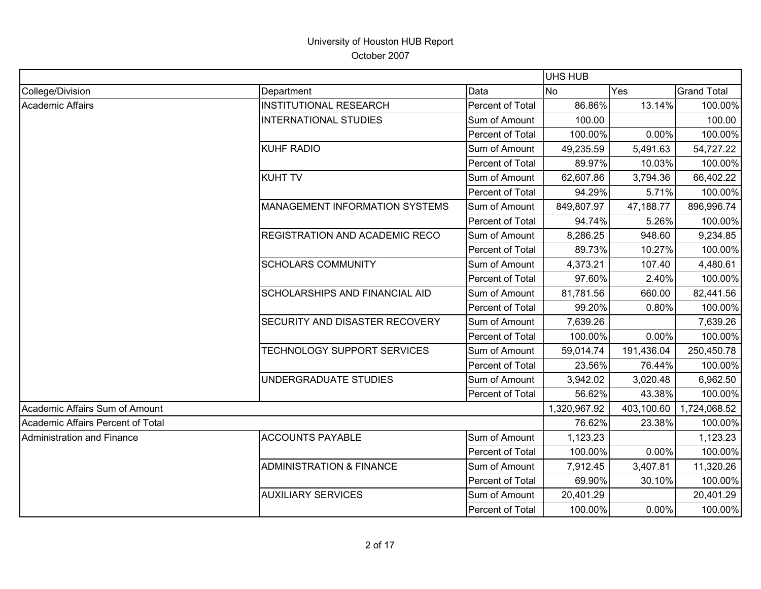# University of Houston HUB Report

October 2007

| | | | UHS HUB | | |
|---|---|---|---|---|---|
| College/Division | Department | Data | No | Yes | Grand Total |
| Academic Affairs | INSTITUTIONAL RESEARCH | Percent of Total | 86.86% | 13.14% | 100.00% |
| | INTERNATIONAL STUDIES | Sum of Amount | 100.00 | | 100.00 |
| | | Percent of Total | 100.00% | 0.00% | 100.00% |
| | KUHF RADIO | Sum of Amount | 49,235.59 | 5,491.63 | 54,727.22 |
| | | Percent of Total | 89.97% | 10.03% | 100.00% |
| | KUHT TV | Sum of Amount | 62,607.86 | 3,794.36 | 66,402.22 |
| | | Percent of Total | 94.29% | 5.71% | 100.00% |
| | MANAGEMENT INFORMATION SYSTEMS | Sum of Amount | 849,807.97 | 47,188.77 | 896,996.74 |
| | | Percent of Total | 94.74% | 5.26% | 100.00% |
| | REGISTRATION AND ACADEMIC RECO | Sum of Amount | 8,286.25 | 948.60 | 9,234.85 |
| | | Percent of Total | 89.73% | 10.27% | 100.00% |
| | SCHOLARS COMMUNITY | Sum of Amount | 4,373.21 | 107.40 | 4,480.61 |
| | | Percent of Total | 97.60% | 2.40% | 100.00% |
| | SCHOLARSHIPS AND FINANCIAL AID | Sum of Amount | 81,781.56 | 660.00 | 82,441.56 |
| | | Percent of Total | 99.20% | 0.80% | 100.00% |
| | SECURITY AND DISASTER RECOVERY | Sum of Amount | 7,639.26 | | 7,639.26 |
| | | Percent of Total | 100.00% | 0.00% | 100.00% |
| | TECHNOLOGY SUPPORT SERVICES | Sum of Amount | 59,014.74 | 191,436.04 | 250,450.78 |
| | | Percent of Total | 23.56% | 76.44% | 100.00% |
| | UNDERGRADUATE STUDIES | Sum of Amount | 3,942.02 | 3,020.48 | 6,962.50 |
| | | Percent of Total | 56.62% | 43.38% | 100.00% |
| Academic Affairs Sum of Amount | | | 1,320,967.92 | 403,100.60 | 1,724,068.52 |
| Academic Affairs Percent of Total | | | 76.62% | 23.38% | 100.00% |
| Administration and Finance | ACCOUNTS PAYABLE | Sum of Amount | 1,123.23 | | 1,123.23 |
| | | Percent of Total | 100.00% | 0.00% | 100.00% |
| | ADMINISTRATION & FINANCE | Sum of Amount | 7,912.45 | 3,407.81 | 11,320.26 |
| | | Percent of Total | 69.90% | 30.10% | 100.00% |
| | AUXILIARY SERVICES | Sum of Amount | 20,401.29 | | 20,401.29 |
| | | Percent of Total | 100.00% | 0.00% | 100.00% |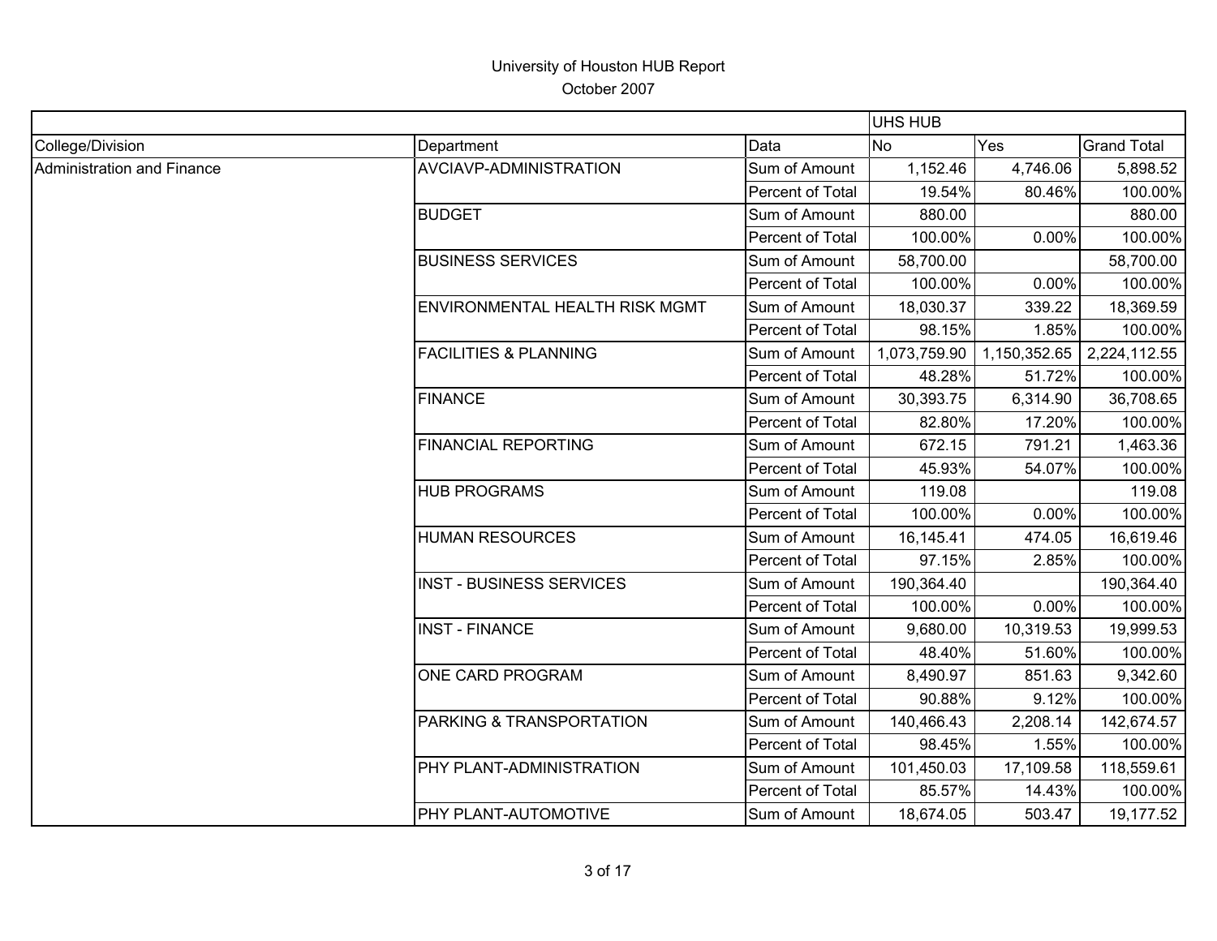University of Houston HUB Report

October 2007

| | | | UHS HUB | | |
|---|---|---|---|---|---|
| College/Division | Department | Data | No | Yes | Grand Total |
| Administration and Finance | AVCIAVP-ADMINISTRATION | Sum of Amount | 1,152.46 | 4,746.06 | 5,898.52 |
| | | Percent of Total | 19.54% | 80.46% | 100.00% |
| | BUDGET | Sum of Amount | 880.00 | | 880.00 |
| | | Percent of Total | 100.00% | 0.00% | 100.00% |
| | BUSINESS SERVICES | Sum of Amount | 58,700.00 | | 58,700.00 |
| | | Percent of Total | 100.00% | 0.00% | 100.00% |
| | ENVIRONMENTAL HEALTH RISK MGMT | Sum of Amount | 18,030.37 | 339.22 | 18,369.59 |
| | | Percent of Total | 98.15% | 1.85% | 100.00% |
| | FACILITIES & PLANNING | Sum of Amount | 1,073,759.90 | 1,150,352.65 | 2,224,112.55 |
| | | Percent of Total | 48.28% | 51.72% | 100.00% |
| | FINANCE | Sum of Amount | 30,393.75 | 6,314.90 | 36,708.65 |
| | | Percent of Total | 82.80% | 17.20% | 100.00% |
| | FINANCIAL REPORTING | Sum of Amount | 672.15 | 791.21 | 1,463.36 |
| | | Percent of Total | 45.93% | 54.07% | 100.00% |
| | HUB PROGRAMS | Sum of Amount | 119.08 | | 119.08 |
| | | Percent of Total | 100.00% | 0.00% | 100.00% |
| | HUMAN RESOURCES | Sum of Amount | 16,145.41 | 474.05 | 16,619.46 |
| | | Percent of Total | 97.15% | 2.85% | 100.00% |
| | INST - BUSINESS SERVICES | Sum of Amount | 190,364.40 | | 190,364.40 |
| | | Percent of Total | 100.00% | 0.00% | 100.00% |
| | INST - FINANCE | Sum of Amount | 9,680.00 | 10,319.53 | 19,999.53 |
| | | Percent of Total | 48.40% | 51.60% | 100.00% |
| | ONE CARD PROGRAM | Sum of Amount | 8,490.97 | 851.63 | 9,342.60 |
| | | Percent of Total | 90.88% | 9.12% | 100.00% |
| | PARKING & TRANSPORTATION | Sum of Amount | 140,466.43 | 2,208.14 | 142,674.57 |
| | | Percent of Total | 98.45% | 1.55% | 100.00% |
| | PHY PLANT-ADMINISTRATION | Sum of Amount | 101,450.03 | 17,109.58 | 118,559.61 |
| | | Percent of Total | 85.57% | 14.43% | 100.00% |
| | PHY PLANT-AUTOMOTIVE | Sum of Amount | 18,674.05 | 503.47 | 19,177.52 |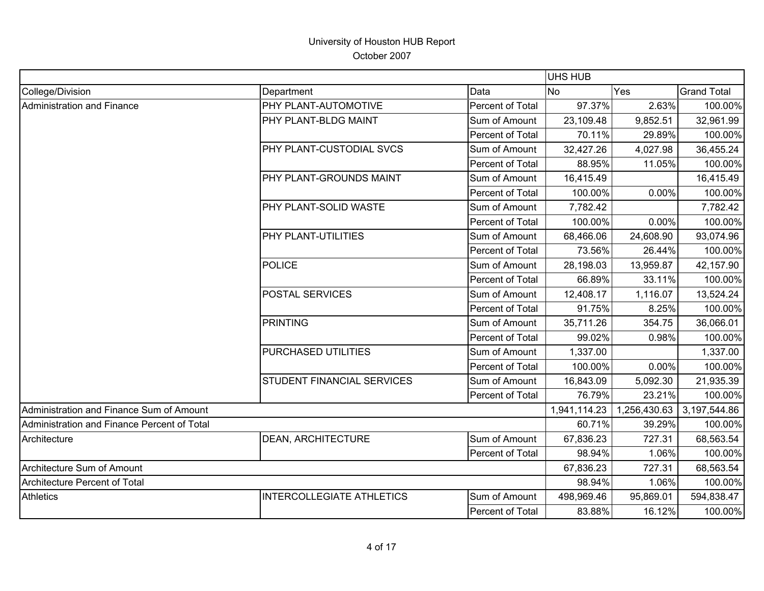# University of Houston HUB Report

October 2007

| | | | UHS HUB | | |
|---|---|---|---|---|---|
| College/Division | Department | Data | No | Yes | Grand Total |
| Administration and Finance | PHY PLANT-AUTOMOTIVE | Percent of Total | 97.37% | 2.63% | 100.00% |
| | PHY PLANT-BLDG MAINT | Sum of Amount | 23,109.48 | 9,852.51 | 32,961.99 |
| | | Percent of Total | 70.11% | 29.89% | 100.00% |
| | PHY PLANT-CUSTODIAL SVCS | Sum of Amount | 32,427.26 | 4,027.98 | 36,455.24 |
| | | Percent of Total | 88.95% | 11.05% | 100.00% |
| | PHY PLANT-GROUNDS MAINT | Sum of Amount | 16,415.49 | | 16,415.49 |
| | | Percent of Total | 100.00% | 0.00% | 100.00% |
| | PHY PLANT-SOLID WASTE | Sum of Amount | 7,782.42 | | 7,782.42 |
| | | Percent of Total | 100.00% | 0.00% | 100.00% |
| | PHY PLANT-UTILITIES | Sum of Amount | 68,466.06 | 24,608.90 | 93,074.96 |
| | | Percent of Total | 73.56% | 26.44% | 100.00% |
| | POLICE | Sum of Amount | 28,198.03 | 13,959.87 | 42,157.90 |
| | | Percent of Total | 66.89% | 33.11% | 100.00% |
| | POSTAL SERVICES | Sum of Amount | 12,408.17 | 1,116.07 | 13,524.24 |
| | | Percent of Total | 91.75% | 8.25% | 100.00% |
| | PRINTING | Sum of Amount | 35,711.26 | 354.75 | 36,066.01 |
| | | Percent of Total | 99.02% | 0.98% | 100.00% |
| | PURCHASED UTILITIES | Sum of Amount | 1,337.00 | | 1,337.00 |
| | | Percent of Total | 100.00% | 0.00% | 100.00% |
| | STUDENT FINANCIAL SERVICES | Sum of Amount | 16,843.09 | 5,092.30 | 21,935.39 |
| | | Percent of Total | 76.79% | 23.21% | 100.00% |
| Administration and Finance Sum of Amount | | | 1,941,114.23 | 1,256,430.63 | 3,197,544.86 |
| Administration and Finance Percent of Total | | | 60.71% | 39.29% | 100.00% |
| Architecture | DEAN, ARCHITECTURE | Sum of Amount | 67,836.23 | 727.31 | 68,563.54 |
| | | Percent of Total | 98.94% | 1.06% | 100.00% |
| Architecture Sum of Amount | | | 67,836.23 | 727.31 | 68,563.54 |
| Architecture Percent of Total | | | 98.94% | 1.06% | 100.00% |
| Athletics | INTERCOLLEGIATE ATHLETICS | Sum of Amount | 498,969.46 | 95,869.01 | 594,838.47 |
| | | Percent of Total | 83.88% | 16.12% | 100.00% |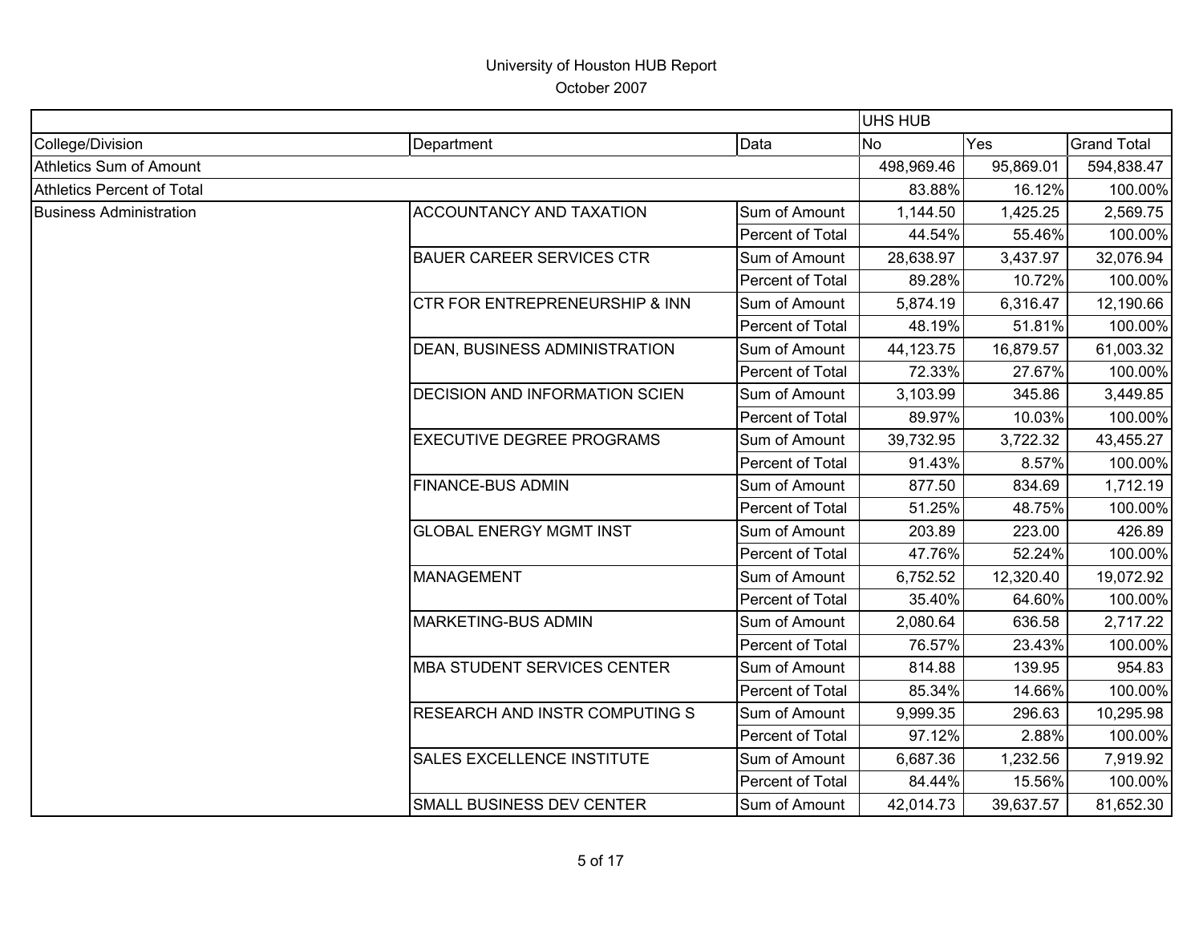# University of Houston HUB Report

October 2007

| | | | UHS HUB | | |
|---|---|---|---|---|---|
| College/Division | Department | Data | No | Yes | Grand Total |
| Athletics Sum of Amount | | | 498,969.46 | 95,869.01 | 594,838.47 |
| Athletics Percent of Total | | | 83.88% | 16.12% | 100.00% |
| Business Administration | ACCOUNTANCY AND TAXATION | Sum of Amount | 1,144.50 | 1,425.25 | 2,569.75 |
| | | Percent of Total | 44.54% | 55.46% | 100.00% |
| | BAUER CAREER SERVICES CTR | Sum of Amount | 28,638.97 | 3,437.97 | 32,076.94 |
| | | Percent of Total | 89.28% | 10.72% | 100.00% |
| | CTR FOR ENTREPRENEURSHIP & INN | Sum of Amount | 5,874.19 | 6,316.47 | 12,190.66 |
| | | Percent of Total | 48.19% | 51.81% | 100.00% |
| | DEAN, BUSINESS ADMINISTRATION | Sum of Amount | 44,123.75 | 16,879.57 | 61,003.32 |
| | | Percent of Total | 72.33% | 27.67% | 100.00% |
| | DECISION AND INFORMATION SCIEN | Sum of Amount | 3,103.99 | 345.86 | 3,449.85 |
| | | Percent of Total | 89.97% | 10.03% | 100.00% |
| | EXECUTIVE DEGREE PROGRAMS | Sum of Amount | 39,732.95 | 3,722.32 | 43,455.27 |
| | | Percent of Total | 91.43% | 8.57% | 100.00% |
| | FINANCE-BUS ADMIN | Sum of Amount | 877.50 | 834.69 | 1,712.19 |
| | | Percent of Total | 51.25% | 48.75% | 100.00% |
| | GLOBAL ENERGY MGMT INST | Sum of Amount | 203.89 | 223.00 | 426.89 |
| | | Percent of Total | 47.76% | 52.24% | 100.00% |
| | MANAGEMENT | Sum of Amount | 6,752.52 | 12,320.40 | 19,072.92 |
| | | Percent of Total | 35.40% | 64.60% | 100.00% |
| | MARKETING-BUS ADMIN | Sum of Amount | 2,080.64 | 636.58 | 2,717.22 |
| | | Percent of Total | 76.57% | 23.43% | 100.00% |
| | MBA STUDENT SERVICES CENTER | Sum of Amount | 814.88 | 139.95 | 954.83 |
| | | Percent of Total | 85.34% | 14.66% | 100.00% |
| | RESEARCH AND INSTR COMPUTING S | Sum of Amount | 9,999.35 | 296.63 | 10,295.98 |
| | | Percent of Total | 97.12% | 2.88% | 100.00% |
| | SALES EXCELLENCE INSTITUTE | Sum of Amount | 6,687.36 | 1,232.56 | 7,919.92 |
| | | Percent of Total | 84.44% | 15.56% | 100.00% |
| | SMALL BUSINESS DEV CENTER | Sum of Amount | 42,014.73 | 39,637.57 | 81,652.30 |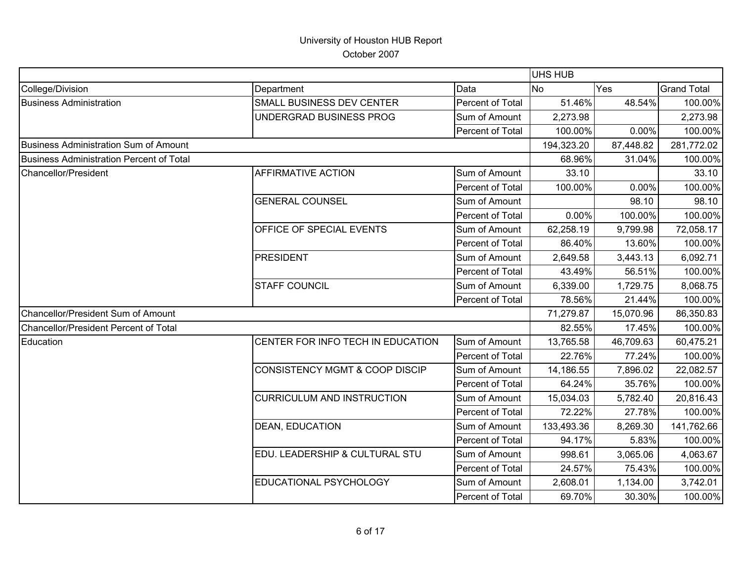# University of Houston HUB Report

October 2007

| | | | UHS HUB | | |
|---|---|---|---|---|---|
| College/Division | Department | Data | No | Yes | Grand Total |
| Business Administration | SMALL BUSINESS DEV CENTER | Percent of Total | 51.46% | 48.54% | 100.00% |
| | UNDERGRAD BUSINESS PROG | Sum of Amount | 2,273.98 | | 2,273.98 |
| | | Percent of Total | 100.00% | 0.00% | 100.00% |
| Business Administration Sum of Amount | | | 194,323.20 | 87,448.82 | 281,772.02 |
| Business Administration Percent of Total | | | 68.96% | 31.04% | 100.00% |
| Chancellor/President | AFFIRMATIVE ACTION | Sum of Amount | 33.10 | | 33.10 |
| | | Percent of Total | 100.00% | 0.00% | 100.00% |
| | GENERAL COUNSEL | Sum of Amount | | 98.10 | 98.10 |
| | | Percent of Total | 0.00% | 100.00% | 100.00% |
| | OFFICE OF SPECIAL EVENTS | Sum of Amount | 62,258.19 | 9,799.98 | 72,058.17 |
| | | Percent of Total | 86.40% | 13.60% | 100.00% |
| | PRESIDENT | Sum of Amount | 2,649.58 | 3,443.13 | 6,092.71 |
| | | Percent of Total | 43.49% | 56.51% | 100.00% |
| | STAFF COUNCIL | Sum of Amount | 6,339.00 | 1,729.75 | 8,068.75 |
| | | Percent of Total | 78.56% | 21.44% | 100.00% |
| Chancellor/President Sum of Amount | | | 71,279.87 | 15,070.96 | 86,350.83 |
| Chancellor/President Percent of Total | | | 82.55% | 17.45% | 100.00% |
| Education | CENTER FOR INFO TECH IN EDUCATION | Sum of Amount | 13,765.58 | 46,709.63 | 60,475.21 |
| | | Percent of Total | 22.76% | 77.24% | 100.00% |
| | CONSISTENCY MGMT & COOP DISCIP | Sum of Amount | 14,186.55 | 7,896.02 | 22,082.57 |
| | | Percent of Total | 64.24% | 35.76% | 100.00% |
| | CURRICULUM AND INSTRUCTION | Sum of Amount | 15,034.03 | 5,782.40 | 20,816.43 |
| | | Percent of Total | 72.22% | 27.78% | 100.00% |
| | DEAN, EDUCATION | Sum of Amount | 133,493.36 | 8,269.30 | 141,762.66 |
| | | Percent of Total | 94.17% | 5.83% | 100.00% |
| | EDU. LEADERSHIP & CULTURAL STU | Sum of Amount | 998.61 | 3,065.06 | 4,063.67 |
| | | Percent of Total | 24.57% | 75.43% | 100.00% |
| | EDUCATIONAL PSYCHOLOGY | Sum of Amount | 2,608.01 | 1,134.00 | 3,742.01 |
| | | Percent of Total | 69.70% | 30.30% | 100.00% |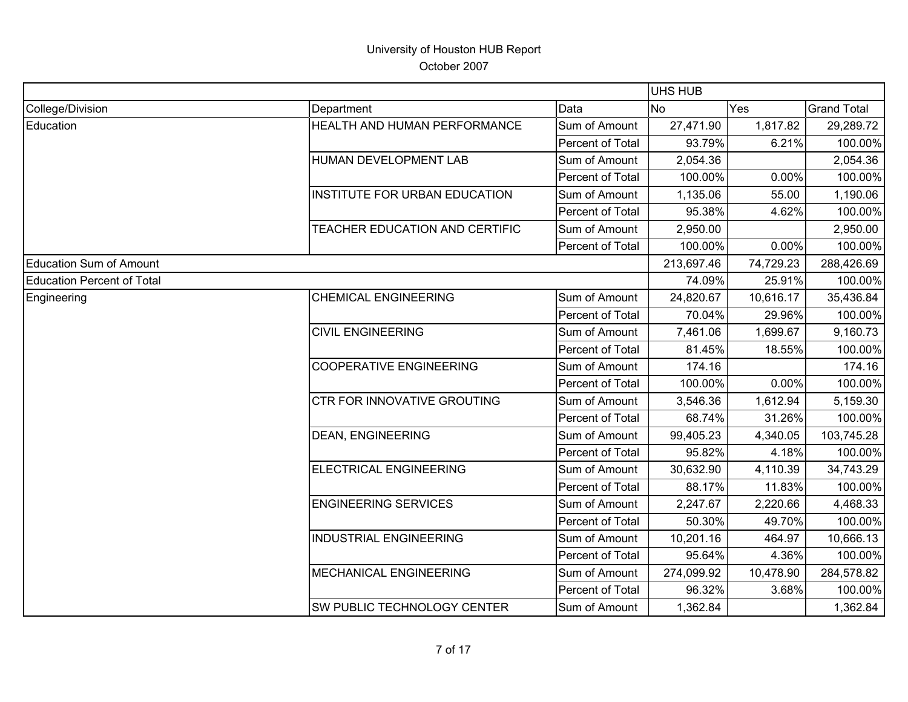# University of Houston HUB Report

October 2007

| | | | UHS HUB | | |
|---|---|---|---|---|---|
| College/Division | Department | Data | No | Yes | Grand Total |
| Education | HEALTH AND HUMAN PERFORMANCE | Sum of Amount | 27,471.90 | 1,817.82 | 29,289.72 |
| | | Percent of Total | 93.79% | 6.21% | 100.00% |
| | HUMAN DEVELOPMENT LAB | Sum of Amount | 2,054.36 | | 2,054.36 |
| | | Percent of Total | 100.00% | 0.00% | 100.00% |
| | INSTITUTE FOR URBAN EDUCATION | Sum of Amount | 1,135.06 | 55.00 | 1,190.06 |
| | | Percent of Total | 95.38% | 4.62% | 100.00% |
| | TEACHER EDUCATION AND CERTIFIC | Sum of Amount | 2,950.00 | | 2,950.00 |
| | | Percent of Total | 100.00% | 0.00% | 100.00% |
| Education Sum of Amount | | | 213,697.46 | 74,729.23 | 288,426.69 |
| Education Percent of Total | | | 74.09% | 25.91% | 100.00% |
| Engineering | CHEMICAL ENGINEERING | Sum of Amount | 24,820.67 | 10,616.17 | 35,436.84 |
| | | Percent of Total | 70.04% | 29.96% | 100.00% |
| | CIVIL ENGINEERING | Sum of Amount | 7,461.06 | 1,699.67 | 9,160.73 |
| | | Percent of Total | 81.45% | 18.55% | 100.00% |
| | COOPERATIVE ENGINEERING | Sum of Amount | 174.16 | | 174.16 |
| | | Percent of Total | 100.00% | 0.00% | 100.00% |
| | CTR FOR INNOVATIVE GROUTING | Sum of Amount | 3,546.36 | 1,612.94 | 5,159.30 |
| | | Percent of Total | 68.74% | 31.26% | 100.00% |
| | DEAN, ENGINEERING | Sum of Amount | 99,405.23 | 4,340.05 | 103,745.28 |
| | | Percent of Total | 95.82% | 4.18% | 100.00% |
| | ELECTRICAL ENGINEERING | Sum of Amount | 30,632.90 | 4,110.39 | 34,743.29 |
| | | Percent of Total | 88.17% | 11.83% | 100.00% |
| | ENGINEERING SERVICES | Sum of Amount | 2,247.67 | 2,220.66 | 4,468.33 |
| | | Percent of Total | 50.30% | 49.70% | 100.00% |
| | INDUSTRIAL ENGINEERING | Sum of Amount | 10,201.16 | 464.97 | 10,666.13 |
| | | Percent of Total | 95.64% | 4.36% | 100.00% |
| | MECHANICAL ENGINEERING | Sum of Amount | 274,099.92 | 10,478.90 | 284,578.82 |
| | | Percent of Total | 96.32% | 3.68% | 100.00% |
| | SW PUBLIC TECHNOLOGY CENTER | Sum of Amount | 1,362.84 | | 1,362.84 |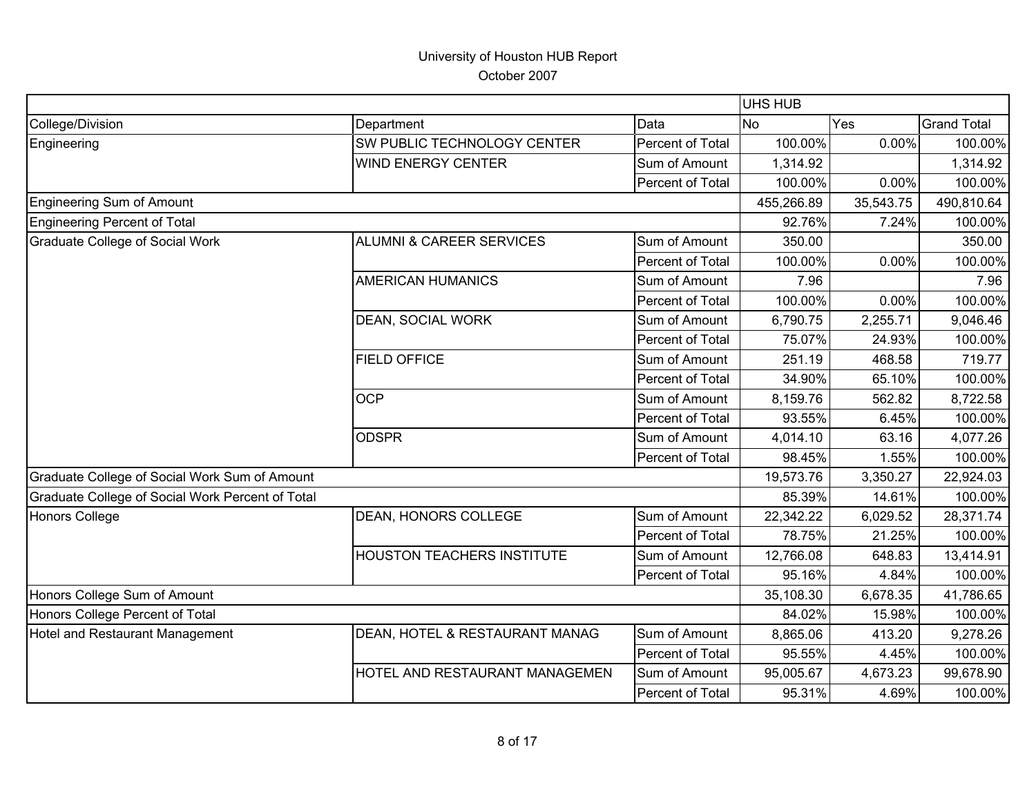University of Houston HUB Report
October 2007

| | | | UHS HUB | | |
|---|---|---|---|---|---|
| College/Division | Department | Data | No | Yes | Grand Total |
| Engineering | SW PUBLIC TECHNOLOGY CENTER | Percent of Total | 100.00% | 0.00% | 100.00% |
| | WIND ENERGY CENTER | Sum of Amount | 1,314.92 | | 1,314.92 |
| | | Percent of Total | 100.00% | 0.00% | 100.00% |
| Engineering Sum of Amount | | | 455,266.89 | 35,543.75 | 490,810.64 |
| Engineering Percent of Total | | | 92.76% | 7.24% | 100.00% |
| Graduate College of Social Work | ALUMNI & CAREER SERVICES | Sum of Amount | 350.00 | | 350.00 |
| | | Percent of Total | 100.00% | 0.00% | 100.00% |
| | AMERICAN HUMANICS | Sum of Amount | 7.96 | | 7.96 |
| | | Percent of Total | 100.00% | 0.00% | 100.00% |
| | DEAN, SOCIAL WORK | Sum of Amount | 6,790.75 | 2,255.71 | 9,046.46 |
| | | Percent of Total | 75.07% | 24.93% | 100.00% |
| | FIELD OFFICE | Sum of Amount | 251.19 | 468.58 | 719.77 |
| | | Percent of Total | 34.90% | 65.10% | 100.00% |
| | OCP | Sum of Amount | 8,159.76 | 562.82 | 8,722.58 |
| | | Percent of Total | 93.55% | 6.45% | 100.00% |
| | ODSPR | Sum of Amount | 4,014.10 | 63.16 | 4,077.26 |
| | | Percent of Total | 98.45% | 1.55% | 100.00% |
| Graduate College of Social Work Sum of Amount | | | 19,573.76 | 3,350.27 | 22,924.03 |
| Graduate College of Social Work Percent of Total | | | 85.39% | 14.61% | 100.00% |
| Honors College | DEAN, HONORS COLLEGE | Sum of Amount | 22,342.22 | 6,029.52 | 28,371.74 |
| | | Percent of Total | 78.75% | 21.25% | 100.00% |
| | HOUSTON TEACHERS INSTITUTE | Sum of Amount | 12,766.08 | 648.83 | 13,414.91 |
| | | Percent of Total | 95.16% | 4.84% | 100.00% |
| Honors College Sum of Amount | | | 35,108.30 | 6,678.35 | 41,786.65 |
| Honors College Percent of Total | | | 84.02% | 15.98% | 100.00% |
| Hotel and Restaurant Management | DEAN, HOTEL & RESTAURANT MANAG | Sum of Amount | 8,865.06 | 413.20 | 9,278.26 |
| | | Percent of Total | 95.55% | 4.45% | 100.00% |
| | HOTEL AND RESTAURANT MANAGEMEN | Sum of Amount | 95,005.67 | 4,673.23 | 99,678.90 |
| | | Percent of Total | 95.31% | 4.69% | 100.00% |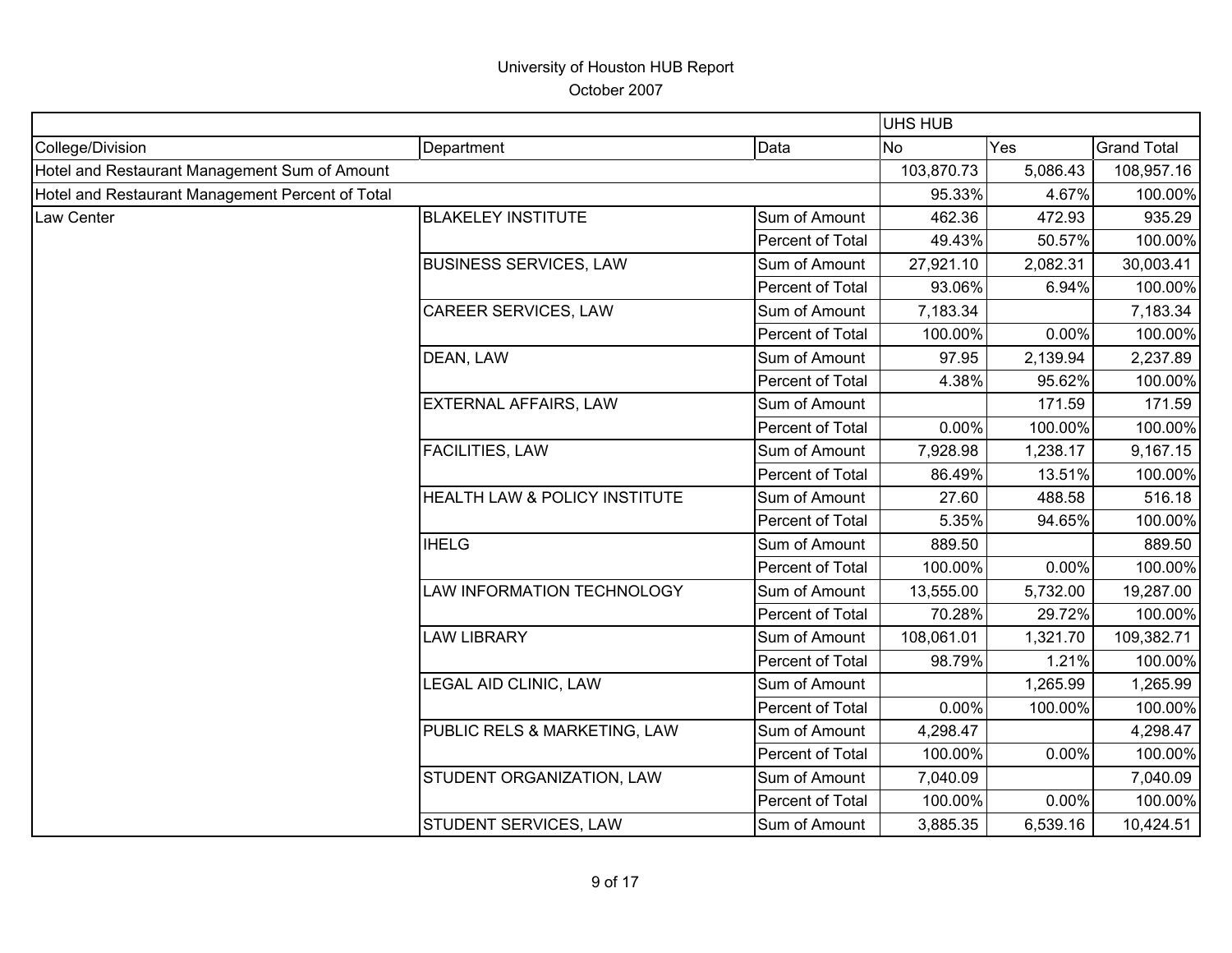University of Houston HUB Report

October 2007

| | | | UHS HUB | | |
|---|---|---|---|---|---|
| College/Division | Department | Data | No | Yes | Grand Total |
| Hotel and Restaurant Management Sum of Amount | | | 103,870.73 | 5,086.43 | 108,957.16 |
| Hotel and Restaurant Management Percent of Total | | | 95.33% | 4.67% | 100.00% |
| Law Center | BLAKELEY INSTITUTE | Sum of Amount | 462.36 | 472.93 | 935.29 |
| | | Percent of Total | 49.43% | 50.57% | 100.00% |
| | BUSINESS SERVICES, LAW | Sum of Amount | 27,921.10 | 2,082.31 | 30,003.41 |
| | | Percent of Total | 93.06% | 6.94% | 100.00% |
| | CAREER SERVICES, LAW | Sum of Amount | 7,183.34 | | 7,183.34 |
| | | Percent of Total | 100.00% | 0.00% | 100.00% |
| | DEAN, LAW | Sum of Amount | 97.95 | 2,139.94 | 2,237.89 |
| | | Percent of Total | 4.38% | 95.62% | 100.00% |
| | EXTERNAL AFFAIRS, LAW | Sum of Amount | | 171.59 | 171.59 |
| | | Percent of Total | 0.00% | 100.00% | 100.00% |
| | FACILITIES, LAW | Sum of Amount | 7,928.98 | 1,238.17 | 9,167.15 |
| | | Percent of Total | 86.49% | 13.51% | 100.00% |
| | HEALTH LAW & POLICY INSTITUTE | Sum of Amount | 27.60 | 488.58 | 516.18 |
| | | Percent of Total | 5.35% | 94.65% | 100.00% |
| | IHELG | Sum of Amount | 889.50 | | 889.50 |
| | | Percent of Total | 100.00% | 0.00% | 100.00% |
| | LAW INFORMATION TECHNOLOGY | Sum of Amount | 13,555.00 | 5,732.00 | 19,287.00 |
| | | Percent of Total | 70.28% | 29.72% | 100.00% |
| | LAW LIBRARY | Sum of Amount | 108,061.01 | 1,321.70 | 109,382.71 |
| | | Percent of Total | 98.79% | 1.21% | 100.00% |
| | LEGAL AID CLINIC, LAW | Sum of Amount | | 1,265.99 | 1,265.99 |
| | | Percent of Total | 0.00% | 100.00% | 100.00% |
| | PUBLIC RELS & MARKETING, LAW | Sum of Amount | 4,298.47 | | 4,298.47 |
| | | Percent of Total | 100.00% | 0.00% | 100.00% |
| | STUDENT ORGANIZATION, LAW | Sum of Amount | 7,040.09 | | 7,040.09 |
| | | Percent of Total | 100.00% | 0.00% | 100.00% |
| | STUDENT SERVICES, LAW | Sum of Amount | 3,885.35 | 6,539.16 | 10,424.51 |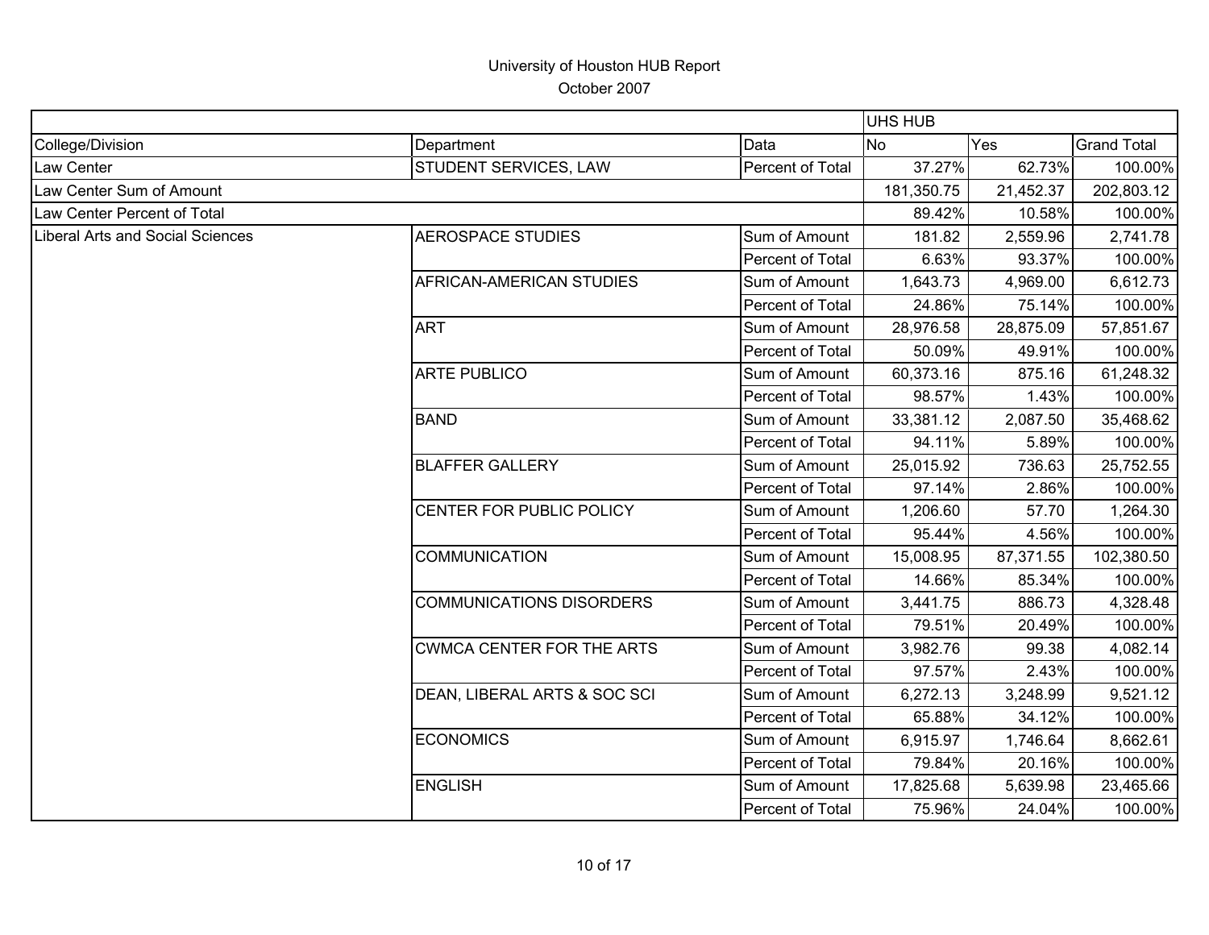# University of Houston HUB Report

October 2007

| | | | UHS HUB | | |
|---|---|---|---|---|---|
| College/Division | Department | Data | No | Yes | Grand Total |
| Law Center | STUDENT SERVICES, LAW | Percent of Total | 37.27% | 62.73% | 100.00% |
| Law Center Sum of Amount | | | 181,350.75 | 21,452.37 | 202,803.12 |
| Law Center Percent of Total | | | 89.42% | 10.58% | 100.00% |
| Liberal Arts and Social Sciences | AEROSPACE STUDIES | Sum of Amount | 181.82 | 2,559.96 | 2,741.78 |
| | | Percent of Total | 6.63% | 93.37% | 100.00% |
| | AFRICAN-AMERICAN STUDIES | Sum of Amount | 1,643.73 | 4,969.00 | 6,612.73 |
| | | Percent of Total | 24.86% | 75.14% | 100.00% |
| | ART | Sum of Amount | 28,976.58 | 28,875.09 | 57,851.67 |
| | | Percent of Total | 50.09% | 49.91% | 100.00% |
| | ARTE PUBLICO | Sum of Amount | 60,373.16 | 875.16 | 61,248.32 |
| | | Percent of Total | 98.57% | 1.43% | 100.00% |
| | BAND | Sum of Amount | 33,381.12 | 2,087.50 | 35,468.62 |
| | | Percent of Total | 94.11% | 5.89% | 100.00% |
| | BLAFFER GALLERY | Sum of Amount | 25,015.92 | 736.63 | 25,752.55 |
| | | Percent of Total | 97.14% | 2.86% | 100.00% |
| | CENTER FOR PUBLIC POLICY | Sum of Amount | 1,206.60 | 57.70 | 1,264.30 |
| | | Percent of Total | 95.44% | 4.56% | 100.00% |
| | COMMUNICATION | Sum of Amount | 15,008.95 | 87,371.55 | 102,380.50 |
| | | Percent of Total | 14.66% | 85.34% | 100.00% |
| | COMMUNICATIONS DISORDERS | Sum of Amount | 3,441.75 | 886.73 | 4,328.48 |
| | | Percent of Total | 79.51% | 20.49% | 100.00% |
| | CWMCA CENTER FOR THE ARTS | Sum of Amount | 3,982.76 | 99.38 | 4,082.14 |
| | | Percent of Total | 97.57% | 2.43% | 100.00% |
| | DEAN, LIBERAL ARTS & SOC SCI | Sum of Amount | 6,272.13 | 3,248.99 | 9,521.12 |
| | | Percent of Total | 65.88% | 34.12% | 100.00% |
| | ECONOMICS | Sum of Amount | 6,915.97 | 1,746.64 | 8,662.61 |
| | | Percent of Total | 79.84% | 20.16% | 100.00% |
| | ENGLISH | Sum of Amount | 17,825.68 | 5,639.98 | 23,465.66 |
| | | Percent of Total | 75.96% | 24.04% | 100.00% |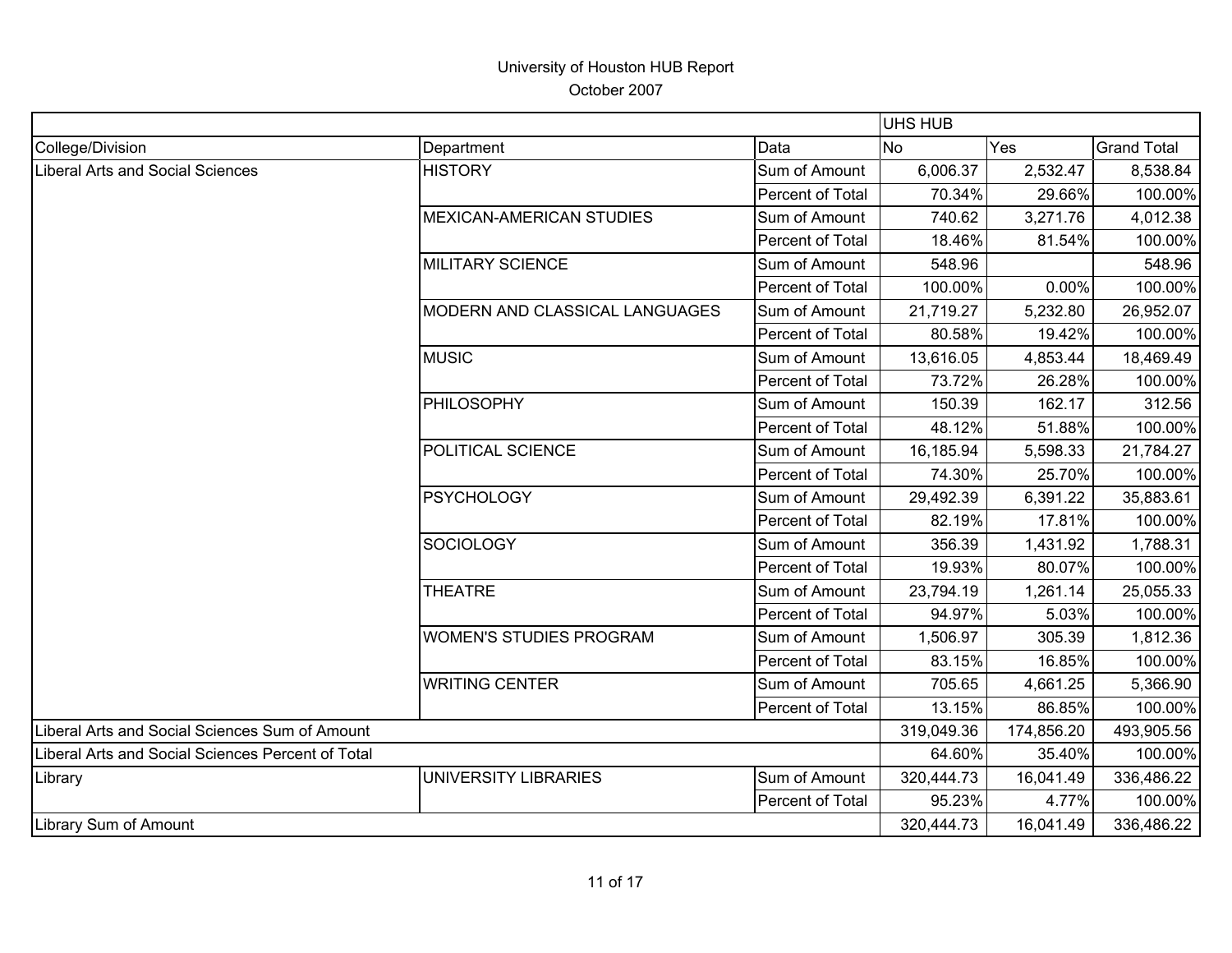# University of Houston HUB Report

October 2007

| | | | UHS HUB | | |
|---|---|---|---|---|---|
| College/Division | Department | Data | No | Yes | Grand Total |
| Liberal Arts and Social Sciences | HISTORY | Sum of Amount | 6,006.37 | 2,532.47 | 8,538.84 |
| | | Percent of Total | 70.34% | 29.66% | 100.00% |
| | MEXICAN-AMERICAN STUDIES | Sum of Amount | 740.62 | 3,271.76 | 4,012.38 |
| | | Percent of Total | 18.46% | 81.54% | 100.00% |
| | MILITARY SCIENCE | Sum of Amount | 548.96 | | 548.96 |
| | | Percent of Total | 100.00% | 0.00% | 100.00% |
| | MODERN AND CLASSICAL LANGUAGES | Sum of Amount | 21,719.27 | 5,232.80 | 26,952.07 |
| | | Percent of Total | 80.58% | 19.42% | 100.00% |
| | MUSIC | Sum of Amount | 13,616.05 | 4,853.44 | 18,469.49 |
| | | Percent of Total | 73.72% | 26.28% | 100.00% |
| | PHILOSOPHY | Sum of Amount | 150.39 | 162.17 | 312.56 |
| | | Percent of Total | 48.12% | 51.88% | 100.00% |
| | POLITICAL SCIENCE | Sum of Amount | 16,185.94 | 5,598.33 | 21,784.27 |
| | | Percent of Total | 74.30% | 25.70% | 100.00% |
| | PSYCHOLOGY | Sum of Amount | 29,492.39 | 6,391.22 | 35,883.61 |
| | | Percent of Total | 82.19% | 17.81% | 100.00% |
| | SOCIOLOGY | Sum of Amount | 356.39 | 1,431.92 | 1,788.31 |
| | | Percent of Total | 19.93% | 80.07% | 100.00% |
| | THEATRE | Sum of Amount | 23,794.19 | 1,261.14 | 25,055.33 |
| | | Percent of Total | 94.97% | 5.03% | 100.00% |
| | WOMEN'S STUDIES PROGRAM | Sum of Amount | 1,506.97 | 305.39 | 1,812.36 |
| | | Percent of Total | 83.15% | 16.85% | 100.00% |
| | WRITING CENTER | Sum of Amount | 705.65 | 4,661.25 | 5,366.90 |
| | | Percent of Total | 13.15% | 86.85% | 100.00% |
| Liberal Arts and Social Sciences Sum of Amount | | | 319,049.36 | 174,856.20 | 493,905.56 |
| Liberal Arts and Social Sciences Percent of Total | | | 64.60% | 35.40% | 100.00% |
| Library | UNIVERSITY LIBRARIES | Sum of Amount | 320,444.73 | 16,041.49 | 336,486.22 |
| | | Percent of Total | 95.23% | 4.77% | 100.00% |
| Library Sum of Amount | | | 320,444.73 | 16,041.49 | 336,486.22 |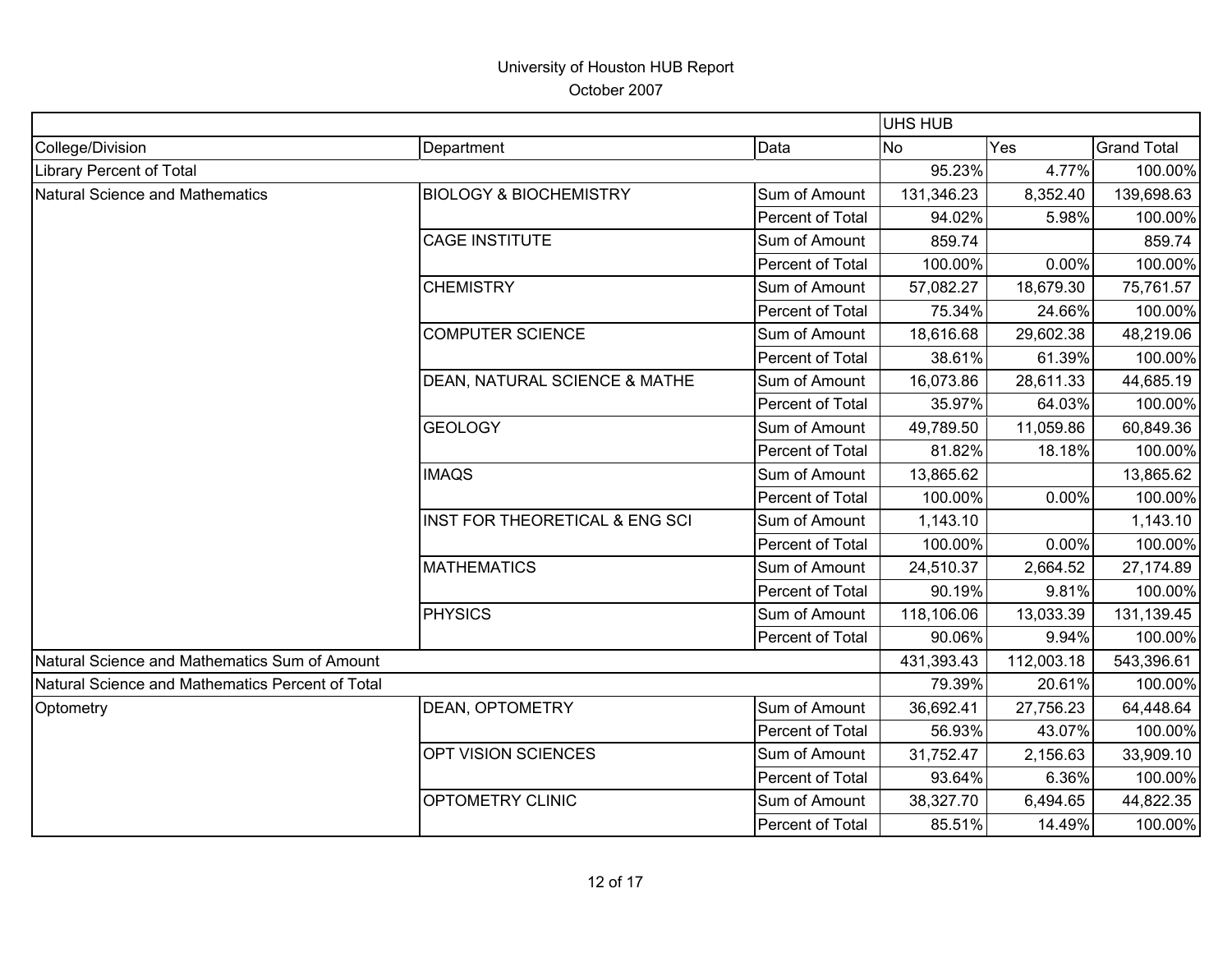University of Houston HUB Report
October 2007

| | | | UHS HUB | | |
|---|---|---|---|---|---|
| College/Division | Department | Data | No | Yes | Grand Total |
| Library Percent of Total | | | 95.23% | 4.77% | 100.00% |
| Natural Science and Mathematics | BIOLOGY & BIOCHEMISTRY | Sum of Amount | 131,346.23 | 8,352.40 | 139,698.63 |
| | | Percent of Total | 94.02% | 5.98% | 100.00% |
| | CAGE INSTITUTE | Sum of Amount | 859.74 | | 859.74 |
| | | Percent of Total | 100.00% | 0.00% | 100.00% |
| | CHEMISTRY | Sum of Amount | 57,082.27 | 18,679.30 | 75,761.57 |
| | | Percent of Total | 75.34% | 24.66% | 100.00% |
| | COMPUTER SCIENCE | Sum of Amount | 18,616.68 | 29,602.38 | 48,219.06 |
| | | Percent of Total | 38.61% | 61.39% | 100.00% |
| | DEAN, NATURAL SCIENCE & MATHE | Sum of Amount | 16,073.86 | 28,611.33 | 44,685.19 |
| | | Percent of Total | 35.97% | 64.03% | 100.00% |
| | GEOLOGY | Sum of Amount | 49,789.50 | 11,059.86 | 60,849.36 |
| | | Percent of Total | 81.82% | 18.18% | 100.00% |
| | IMAQS | Sum of Amount | 13,865.62 | | 13,865.62 |
| | | Percent of Total | 100.00% | 0.00% | 100.00% |
| | INST FOR THEORETICAL & ENG SCI | Sum of Amount | 1,143.10 | | 1,143.10 |
| | | Percent of Total | 100.00% | 0.00% | 100.00% |
| | MATHEMATICS | Sum of Amount | 24,510.37 | 2,664.52 | 27,174.89 |
| | | Percent of Total | 90.19% | 9.81% | 100.00% |
| | PHYSICS | Sum of Amount | 118,106.06 | 13,033.39 | 131,139.45 |
| | | Percent of Total | 90.06% | 9.94% | 100.00% |
| Natural Science and Mathematics Sum of Amount | | | 431,393.43 | 112,003.18 | 543,396.61 |
| Natural Science and Mathematics Percent of Total | | | 79.39% | 20.61% | 100.00% |
| Optometry | DEAN, OPTOMETRY | Sum of Amount | 36,692.41 | 27,756.23 | 64,448.64 |
| | | Percent of Total | 56.93% | 43.07% | 100.00% |
| | OPT VISION SCIENCES | Sum of Amount | 31,752.47 | 2,156.63 | 33,909.10 |
| | | Percent of Total | 93.64% | 6.36% | 100.00% |
| | OPTOMETRY CLINIC | Sum of Amount | 38,327.70 | 6,494.65 | 44,822.35 |
| | | Percent of Total | 85.51% | 14.49% | 100.00% |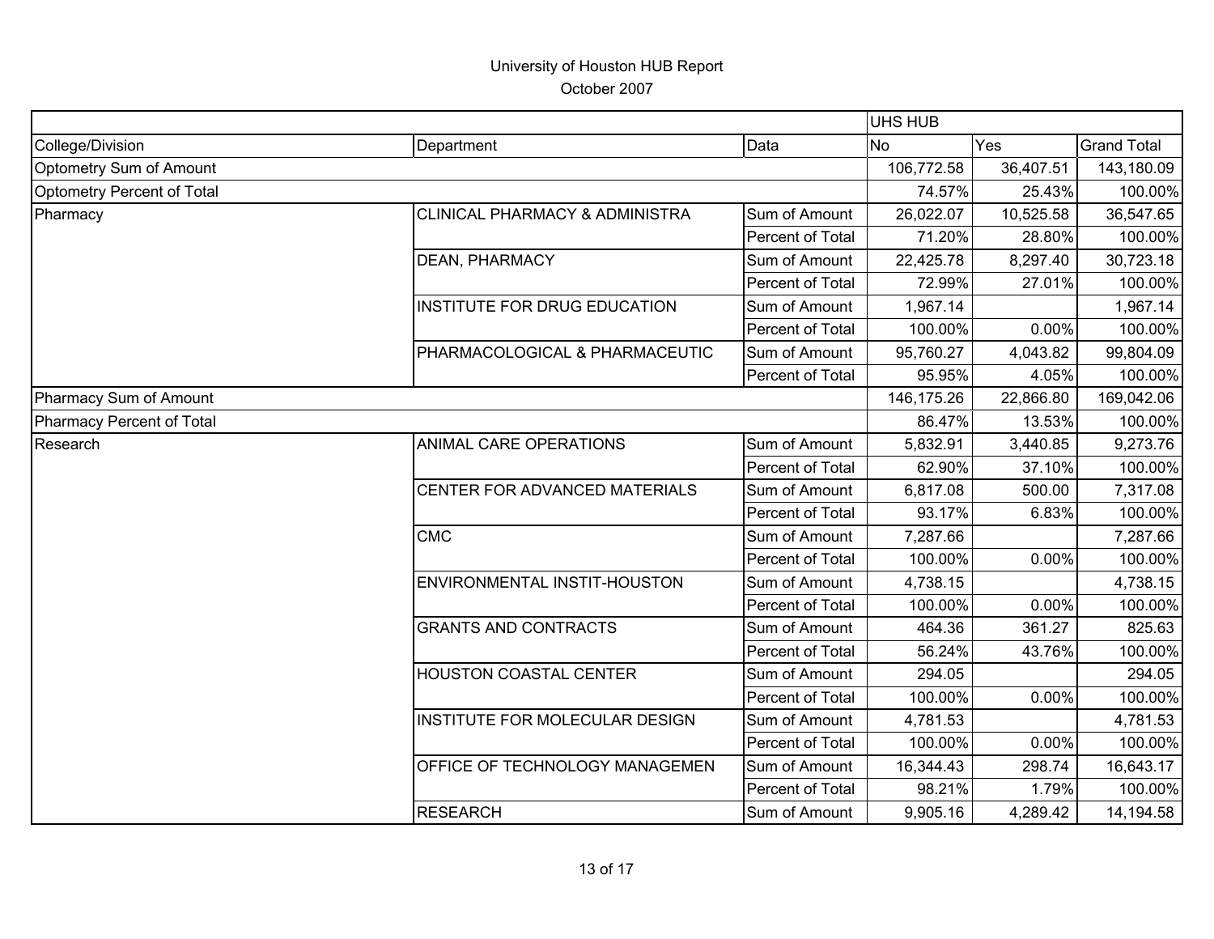# University of Houston HUB Report

October 2007

| | | | UHS HUB | | |
|---|---|---|---|---|---|
| College/Division | Department | Data | No | Yes | Grand Total |
| Optometry Sum of Amount | | | 106,772.58 | 36,407.51 | 143,180.09 |
| Optometry Percent of Total | | | 74.57% | 25.43% | 100.00% |
| Pharmacy | CLINICAL PHARMACY & ADMINISTRA | Sum of Amount | 26,022.07 | 10,525.58 | 36,547.65 |
| | | Percent of Total | 71.20% | 28.80% | 100.00% |
| | DEAN, PHARMACY | Sum of Amount | 22,425.78 | 8,297.40 | 30,723.18 |
| | | Percent of Total | 72.99% | 27.01% | 100.00% |
| | INSTITUTE FOR DRUG EDUCATION | Sum of Amount | 1,967.14 | | 1,967.14 |
| | | Percent of Total | 100.00% | 0.00% | 100.00% |
| | PHARMACOLOGICAL & PHARMACEUTIC | Sum of Amount | 95,760.27 | 4,043.82 | 99,804.09 |
| | | Percent of Total | 95.95% | 4.05% | 100.00% |
| Pharmacy Sum of Amount | | | 146,175.26 | 22,866.80 | 169,042.06 |
| Pharmacy Percent of Total | | | 86.47% | 13.53% | 100.00% |
| Research | ANIMAL CARE OPERATIONS | Sum of Amount | 5,832.91 | 3,440.85 | 9,273.76 |
| | | Percent of Total | 62.90% | 37.10% | 100.00% |
| | CENTER FOR ADVANCED MATERIALS | Sum of Amount | 6,817.08 | 500.00 | 7,317.08 |
| | | Percent of Total | 93.17% | 6.83% | 100.00% |
| | CMC | Sum of Amount | 7,287.66 | | 7,287.66 |
| | | Percent of Total | 100.00% | 0.00% | 100.00% |
| | ENVIRONMENTAL INSTIT-HOUSTON | Sum of Amount | 4,738.15 | | 4,738.15 |
| | | Percent of Total | 100.00% | 0.00% | 100.00% |
| | GRANTS AND CONTRACTS | Sum of Amount | 464.36 | 361.27 | 825.63 |
| | | Percent of Total | 56.24% | 43.76% | 100.00% |
| | HOUSTON COASTAL CENTER | Sum of Amount | 294.05 | | 294.05 |
| | | Percent of Total | 100.00% | 0.00% | 100.00% |
| | INSTITUTE FOR MOLECULAR DESIGN | Sum of Amount | 4,781.53 | | 4,781.53 |
| | | Percent of Total | 100.00% | 0.00% | 100.00% |
| | OFFICE OF TECHNOLOGY MANAGEMEN | Sum of Amount | 16,344.43 | 298.74 | 16,643.17 |
| | | Percent of Total | 98.21% | 1.79% | 100.00% |
| | RESEARCH | Sum of Amount | 9,905.16 | 4,289.42 | 14,194.58 |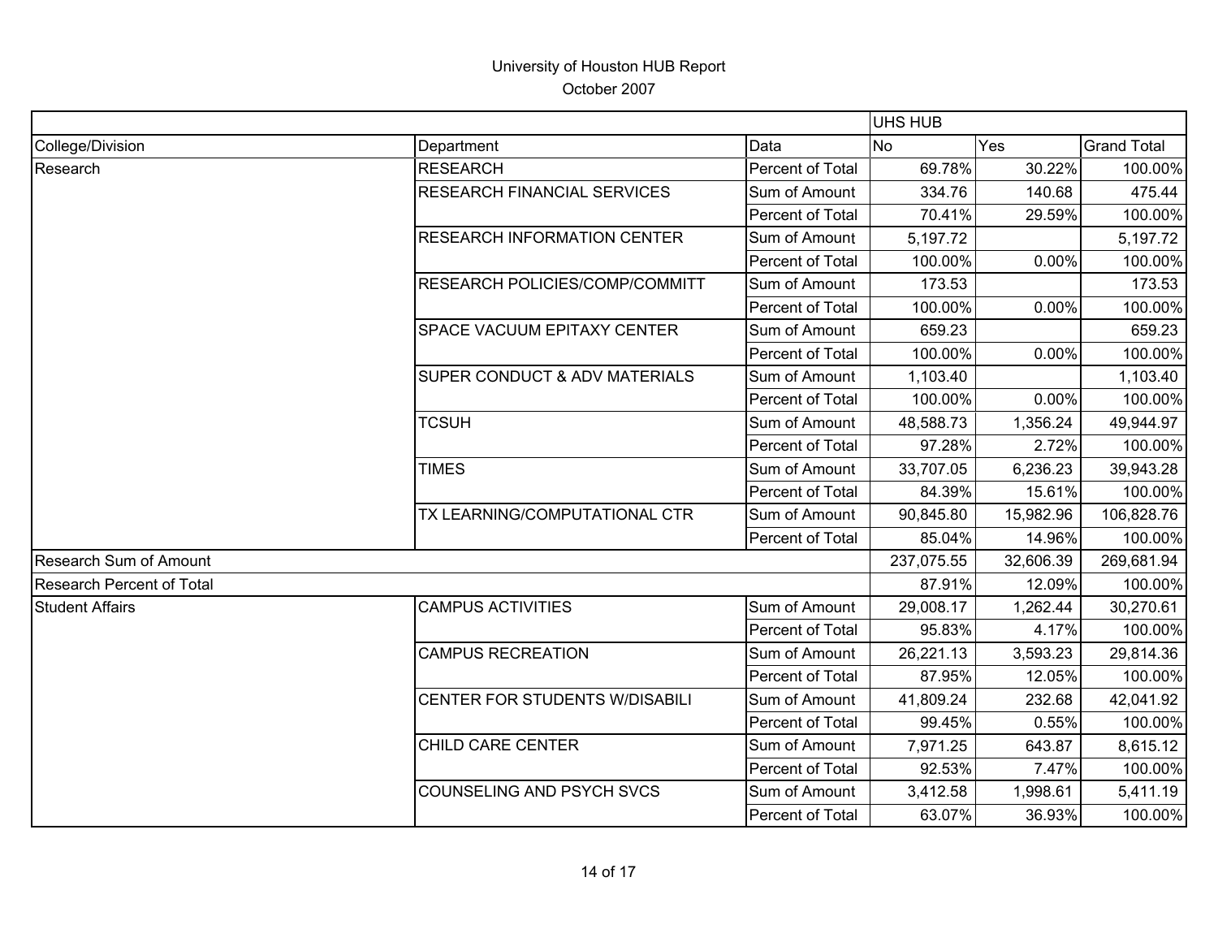# University of Houston HUB Report

October 2007

| | | | UHS HUB | | |
|---|---|---|---|---|---|
| College/Division | Department | Data | No | Yes | Grand Total |
| Research | RESEARCH | Percent of Total | 69.78% | 30.22% | 100.00% |
| | RESEARCH FINANCIAL SERVICES | Sum of Amount | 334.76 | 140.68 | 475.44 |
| | | Percent of Total | 70.41% | 29.59% | 100.00% |
| | RESEARCH INFORMATION CENTER | Sum of Amount | 5,197.72 | | 5,197.72 |
| | | Percent of Total | 100.00% | 0.00% | 100.00% |
| | RESEARCH POLICIES/COMP/COMMITT | Sum of Amount | 173.53 | | 173.53 |
| | | Percent of Total | 100.00% | 0.00% | 100.00% |
| | SPACE VACUUM EPITAXY CENTER | Sum of Amount | 659.23 | | 659.23 |
| | | Percent of Total | 100.00% | 0.00% | 100.00% |
| | SUPER CONDUCT & ADV MATERIALS | Sum of Amount | 1,103.40 | | 1,103.40 |
| | | Percent of Total | 100.00% | 0.00% | 100.00% |
| | TCSUH | Sum of Amount | 48,588.73 | 1,356.24 | 49,944.97 |
| | | Percent of Total | 97.28% | 2.72% | 100.00% |
| | TIMES | Sum of Amount | 33,707.05 | 6,236.23 | 39,943.28 |
| | | Percent of Total | 84.39% | 15.61% | 100.00% |
| | TX LEARNING/COMPUTATIONAL CTR | Sum of Amount | 90,845.80 | 15,982.96 | 106,828.76 |
| | | Percent of Total | 85.04% | 14.96% | 100.00% |
| Research Sum of Amount | | | 237,075.55 | 32,606.39 | 269,681.94 |
| Research Percent of Total | | | 87.91% | 12.09% | 100.00% |
| Student Affairs | CAMPUS ACTIVITIES | Sum of Amount | 29,008.17 | 1,262.44 | 30,270.61 |
| | | Percent of Total | 95.83% | 4.17% | 100.00% |
| | CAMPUS RECREATION | Sum of Amount | 26,221.13 | 3,593.23 | 29,814.36 |
| | | Percent of Total | 87.95% | 12.05% | 100.00% |
| | CENTER FOR STUDENTS W/DISABILI | Sum of Amount | 41,809.24 | 232.68 | 42,041.92 |
| | | Percent of Total | 99.45% | 0.55% | 100.00% |
| | CHILD CARE CENTER | Sum of Amount | 7,971.25 | 643.87 | 8,615.12 |
| | | Percent of Total | 92.53% | 7.47% | 100.00% |
| | COUNSELING AND PSYCH SVCS | Sum of Amount | 3,412.58 | 1,998.61 | 5,411.19 |
| | | Percent of Total | 63.07% | 36.93% | 100.00% |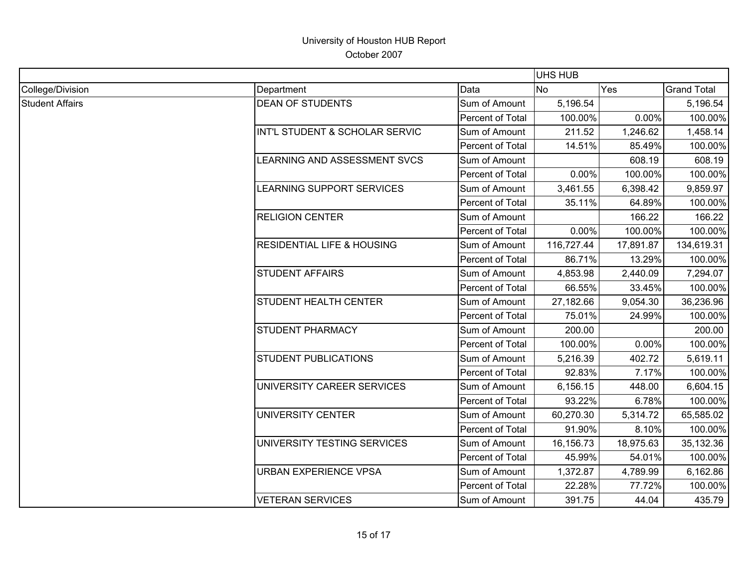# University of Houston HUB Report

October 2007

| | | | UHS HUB | | |
|---|---|---|---|---|---|
| College/Division | Department | Data | No | Yes | Grand Total |
| Student Affairs | DEAN OF STUDENTS | Sum of Amount | 5,196.54 | | 5,196.54 |
| | | Percent of Total | 100.00% | 0.00% | 100.00% |
| | INT'L STUDENT & SCHOLAR SERVIC | Sum of Amount | 211.52 | 1,246.62 | 1,458.14 |
| | | Percent of Total | 14.51% | 85.49% | 100.00% |
| | LEARNING AND ASSESSMENT SVCS | Sum of Amount | | 608.19 | 608.19 |
| | | Percent of Total | 0.00% | 100.00% | 100.00% |
| | LEARNING SUPPORT SERVICES | Sum of Amount | 3,461.55 | 6,398.42 | 9,859.97 |
| | | Percent of Total | 35.11% | 64.89% | 100.00% |
| | RELIGION CENTER | Sum of Amount | | 166.22 | 166.22 |
| | | Percent of Total | 0.00% | 100.00% | 100.00% |
| | RESIDENTIAL LIFE & HOUSING | Sum of Amount | 116,727.44 | 17,891.87 | 134,619.31 |
| | | Percent of Total | 86.71% | 13.29% | 100.00% |
| | STUDENT AFFAIRS | Sum of Amount | 4,853.98 | 2,440.09 | 7,294.07 |
| | | Percent of Total | 66.55% | 33.45% | 100.00% |
| | STUDENT HEALTH CENTER | Sum of Amount | 27,182.66 | 9,054.30 | 36,236.96 |
| | | Percent of Total | 75.01% | 24.99% | 100.00% |
| | STUDENT PHARMACY | Sum of Amount | 200.00 | | 200.00 |
| | | Percent of Total | 100.00% | 0.00% | 100.00% |
| | STUDENT PUBLICATIONS | Sum of Amount | 5,216.39 | 402.72 | 5,619.11 |
| | | Percent of Total | 92.83% | 7.17% | 100.00% |
| | UNIVERSITY CAREER SERVICES | Sum of Amount | 6,156.15 | 448.00 | 6,604.15 |
| | | Percent of Total | 93.22% | 6.78% | 100.00% |
| | UNIVERSITY CENTER | Sum of Amount | 60,270.30 | 5,314.72 | 65,585.02 |
| | | Percent of Total | 91.90% | 8.10% | 100.00% |
| | UNIVERSITY TESTING SERVICES | Sum of Amount | 16,156.73 | 18,975.63 | 35,132.36 |
| | | Percent of Total | 45.99% | 54.01% | 100.00% |
| | URBAN EXPERIENCE VPSA | Sum of Amount | 1,372.87 | 4,789.99 | 6,162.86 |
| | | Percent of Total | 22.28% | 77.72% | 100.00% |
| | VETERAN SERVICES | Sum of Amount | 391.75 | 44.04 | 435.79 |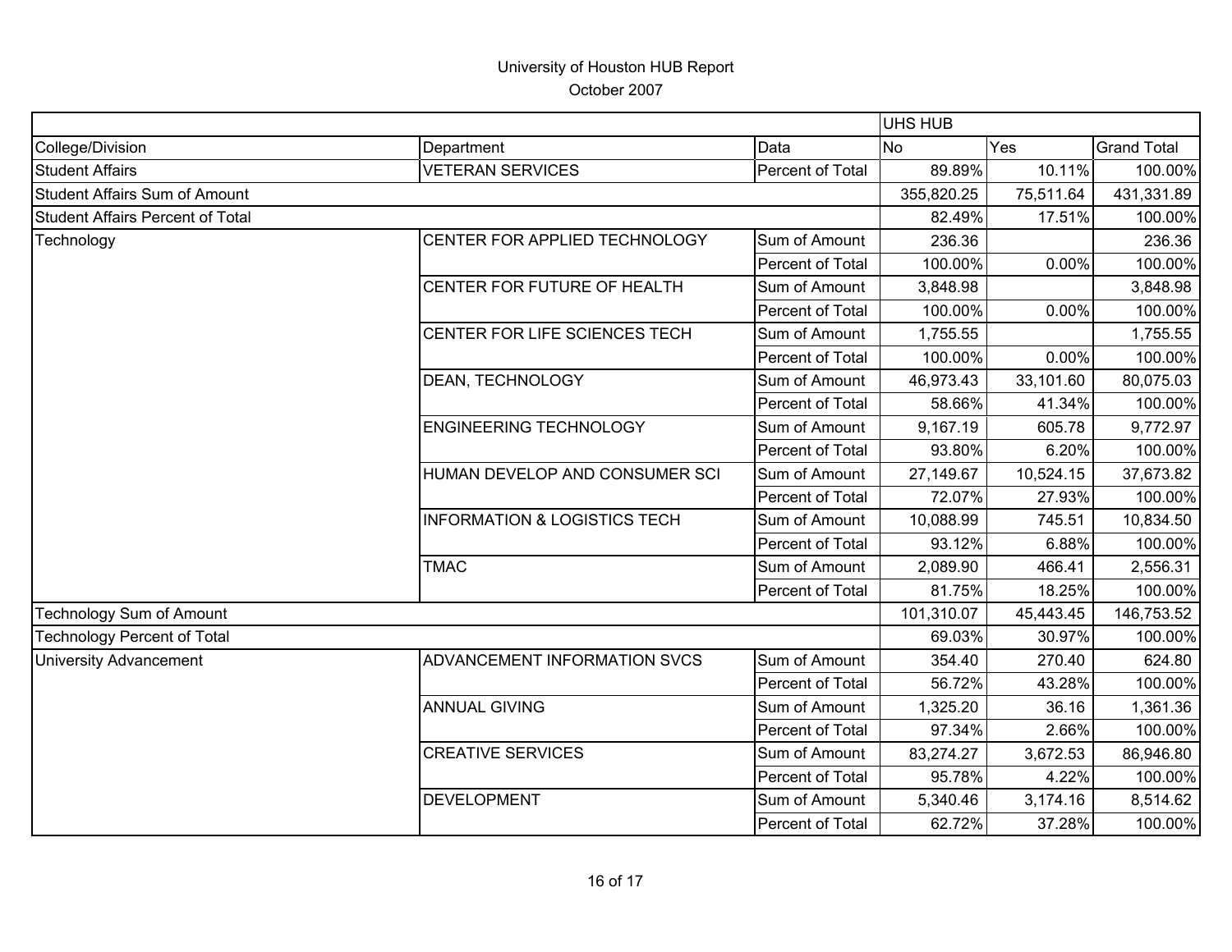# University of Houston HUB Report

October 2007

| | | | UHS HUB | | |
|---|---|---|---|---|---|
| College/Division | Department | Data | No | Yes | Grand Total |
| Student Affairs | VETERAN SERVICES | Percent of Total | 89.89% | 10.11% | 100.00% |
| Student Affairs Sum of Amount | | | 355,820.25 | 75,511.64 | 431,331.89 |
| Student Affairs Percent of Total | | | 82.49% | 17.51% | 100.00% |
| Technology | CENTER FOR APPLIED TECHNOLOGY | Sum of Amount | 236.36 | | 236.36 |
| | | Percent of Total | 100.00% | 0.00% | 100.00% |
| | CENTER FOR FUTURE OF HEALTH | Sum of Amount | 3,848.98 | | 3,848.98 |
| | | Percent of Total | 100.00% | 0.00% | 100.00% |
| | CENTER FOR LIFE SCIENCES TECH | Sum of Amount | 1,755.55 | | 1,755.55 |
| | | Percent of Total | 100.00% | 0.00% | 100.00% |
| | DEAN, TECHNOLOGY | Sum of Amount | 46,973.43 | 33,101.60 | 80,075.03 |
| | | Percent of Total | 58.66% | 41.34% | 100.00% |
| | ENGINEERING TECHNOLOGY | Sum of Amount | 9,167.19 | 605.78 | 9,772.97 |
| | | Percent of Total | 93.80% | 6.20% | 100.00% |
| | HUMAN DEVELOP AND CONSUMER SCI | Sum of Amount | 27,149.67 | 10,524.15 | 37,673.82 |
| | | Percent of Total | 72.07% | 27.93% | 100.00% |
| | INFORMATION & LOGISTICS TECH | Sum of Amount | 10,088.99 | 745.51 | 10,834.50 |
| | | Percent of Total | 93.12% | 6.88% | 100.00% |
| | TMAC | Sum of Amount | 2,089.90 | 466.41 | 2,556.31 |
| | | Percent of Total | 81.75% | 18.25% | 100.00% |
| Technology Sum of Amount | | | 101,310.07 | 45,443.45 | 146,753.52 |
| Technology Percent of Total | | | 69.03% | 30.97% | 100.00% |
| University Advancement | ADVANCEMENT INFORMATION SVCS | Sum of Amount | 354.40 | 270.40 | 624.80 |
| | | Percent of Total | 56.72% | 43.28% | 100.00% |
| | ANNUAL GIVING | Sum of Amount | 1,325.20 | 36.16 | 1,361.36 |
| | | Percent of Total | 97.34% | 2.66% | 100.00% |
| | CREATIVE SERVICES | Sum of Amount | 83,274.27 | 3,672.53 | 86,946.80 |
| | | Percent of Total | 95.78% | 4.22% | 100.00% |
| | DEVELOPMENT | Sum of Amount | 5,340.46 | 3,174.16 | 8,514.62 |
| | | Percent of Total | 62.72% | 37.28% | 100.00% |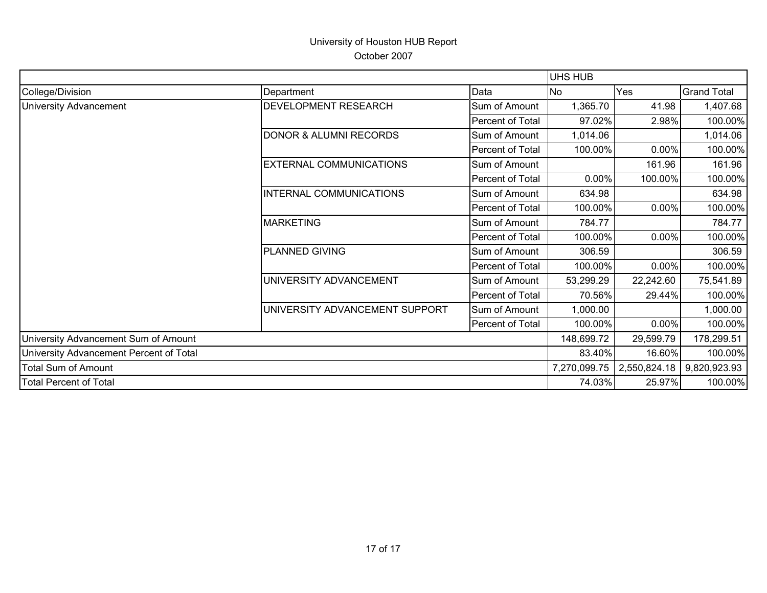University of Houston HUB Report

October 2007

| | | | UHS HUB | | |
|---|---|---|---|---|---|
| College/Division | Department | Data | No | Yes | Grand Total |
| University Advancement | DEVELOPMENT RESEARCH | Sum of Amount | 1,365.70 | 41.98 | 1,407.68 |
| | | Percent of Total | 97.02% | 2.98% | 100.00% |
| | DONOR & ALUMNI RECORDS | Sum of Amount | 1,014.06 | | 1,014.06 |
| | | Percent of Total | 100.00% | 0.00% | 100.00% |
| | EXTERNAL COMMUNICATIONS | Sum of Amount | | 161.96 | 161.96 |
| | | Percent of Total | 0.00% | 100.00% | 100.00% |
| | INTERNAL COMMUNICATIONS | Sum of Amount | 634.98 | | 634.98 |
| | | Percent of Total | 100.00% | 0.00% | 100.00% |
| | MARKETING | Sum of Amount | 784.77 | | 784.77 |
| | | Percent of Total | 100.00% | 0.00% | 100.00% |
| | PLANNED GIVING | Sum of Amount | 306.59 | | 306.59 |
| | | Percent of Total | 100.00% | 0.00% | 100.00% |
| | UNIVERSITY ADVANCEMENT | Sum of Amount | 53,299.29 | 22,242.60 | 75,541.89 |
| | | Percent of Total | 70.56% | 29.44% | 100.00% |
| | UNIVERSITY ADVANCEMENT SUPPORT | Sum of Amount | 1,000.00 | | 1,000.00 |
| | | Percent of Total | 100.00% | 0.00% | 100.00% |
| University Advancement Sum of Amount | | | 148,699.72 | 29,599.79 | 178,299.51 |
| University Advancement Percent of Total | | | 83.40% | 16.60% | 100.00% |
| Total Sum of Amount | | | 7,270,099.75 | 2,550,824.18 | 9,820,923.93 |
| Total Percent of Total | | | 74.03% | 25.97% | 100.00% |